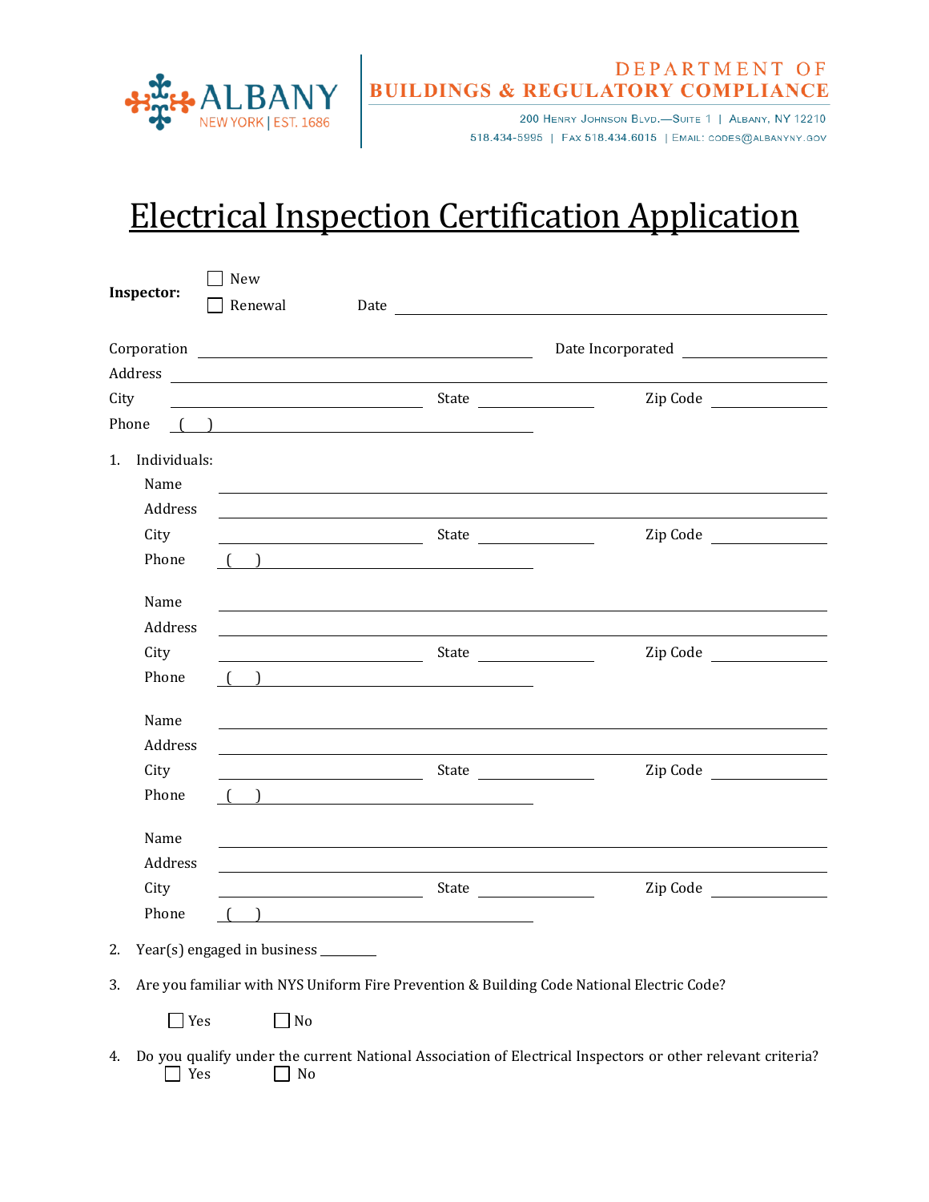ALBANY
NEW YORK | EST. 1686

DEPARTMENT OF
**BUILDINGS & REGULATORY COMPLIANCE**

200 Henry Johnson Blvd.—Suite 1 | Albany, NY 12210
518.434-5995 | Fax 518.434.6015 | Email: codes@albanyny.gov

# Electrical Inspection Certification Application

**Inspector:** ☐ New ☐ Renewal Date ____________________

Corporation ____________________ Date Incorporated ____________
Address ____________________
City ____________ State ________ Zip Code ________
Phone ( ) ____________________

1. Individuals:

   Name ____________________
   Address ____________________
   City ____________ State ________ Zip Code ________
   Phone ( ) ____________________

   Name ____________________
   Address ____________________
   City ____________ State ________ Zip Code ________
   Phone ( ) ____________________

   Name ____________________
   Address ____________________
   City ____________ State ________ Zip Code ________
   Phone ( ) ____________________

   Name ____________________
   Address ____________________
   City ____________ State ________ Zip Code ________
   Phone ( ) ____________________

2. Year(s) engaged in business ________

3. Are you familiar with NYS Uniform Fire Prevention & Building Code National Electric Code?

   ☐ Yes ☐ No

4. Do you qualify under the current National Association of Electrical Inspectors or other relevant criteria?

   ☐ Yes ☐ No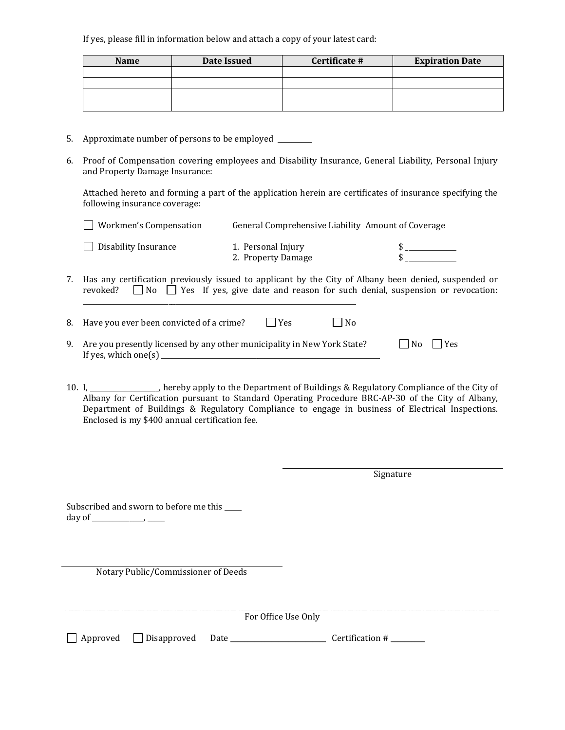If yes, please fill in information below and attach a copy of your latest card:

| Name | Date Issued | Certificate # | Expiration Date |
|---|---|---|---|
| | | | |
| | | | |
| | | | |
| | | | |

5. Approximate number of persons to be employed __________

6. Proof of Compensation covering employees and Disability Insurance, General Liability, Personal Injury and Property Damage Insurance:

   Attached hereto and forming a part of the application herein are certificates of insurance specifying the following insurance coverage:

   ☐ Workmen's Compensation — General Comprehensive Liability Amount of Coverage

   ☐ Disability Insurance
   1. Personal Injury $ ______________
   2. Property Damage $ ______________

7. Has any certification previously issued to applicant by the City of Albany been denied, suspended or revoked? ☐ No ☐ Yes If yes, give date and reason for such denial, suspension or revocation: ____________________________________________________________

8. Have you ever been convicted of a crime? ☐ Yes ☐ No

9. Are you presently licensed by any other municipality in New York State? ☐ No ☐ Yes
   If yes, which one(s) ____________________________________________________________

10. I, ___________________, hereby apply to the Department of Buildings & Regulatory Compliance of the City of Albany for Certification pursuant to Standard Operating Procedure BRC-AP-30 of the City of Albany, Department of Buildings & Regulatory Compliance to engage in business of Electrical Inspections. Enclosed is my $400 annual certification fee.

____________________________________________
Signature

Subscribed and sworn to before me this _____ day of _______________, _____

____________________________________________
Notary Public/Commissioner of Deeds

For Office Use Only

☐ Approved ☐ Disapproved Date ___________________________ Certification # _________